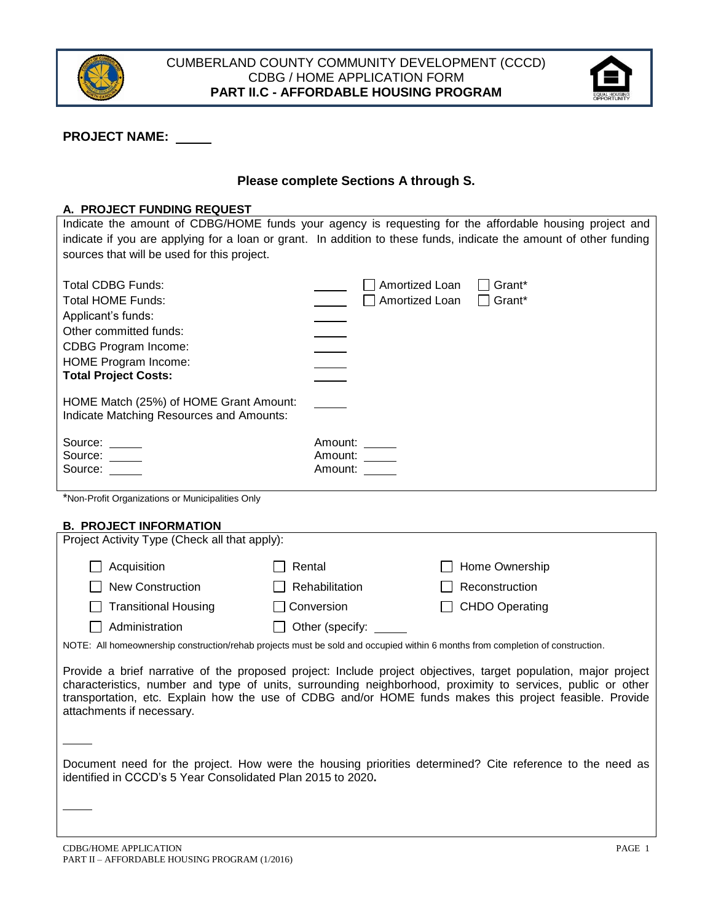# CUMBERLAND COUNTY COMMUNITY DEVELOPMENT (CCCD)
## CDBG / HOME APPLICATION FORM
## PART II.C - AFFORDABLE HOUSING PROGRAM

**PROJECT NAME:** _____

**Please complete Sections A through S.**

### A. PROJECT FUNDING REQUEST

Indicate the amount of CDBG/HOME funds your agency is requesting for the affordable housing project and indicate if you are applying for a loan or grant. In addition to these funds, indicate the amount of other funding sources that will be used for this project.

| | | | |
|---|---|---|---|
| Total CDBG Funds: | _____ | ☐ Amortized Loan | ☐ Grant* |
| Total HOME Funds: | _____ | ☐ Amortized Loan | ☐ Grant* |
| Applicant's funds: | _____ | | |
| Other committed funds: | _____ | | |
| CDBG Program Income: | _____ | | |
| HOME Program Income: | _____ | | |
| **Total Project Costs:** | _____ | | |

HOME Match (25%) of HOME Grant Amount: _____
Indicate Matching Resources and Amounts:

| | |
|---|---|
| Source: _____ | Amount: _____ |
| Source: _____ | Amount: _____ |
| Source: _____ | Amount: _____ |

*Non-Profit Organizations or Municipalities Only

### B. PROJECT INFORMATION

Project Activity Type (Check all that apply):

| | | |
|---|---|---|
| ☐ Acquisition | ☐ Rental | ☐ Home Ownership |
| ☐ New Construction | ☐ Rehabilitation | ☐ Reconstruction |
| ☐ Transitional Housing | ☐ Conversion | ☐ CHDO Operating |
| ☐ Administration | ☐ Other (specify: _____ | |

NOTE: All homeownership construction/rehab projects must be sold and occupied within 6 months from completion of construction.

Provide a brief narrative of the proposed project: Include project objectives, target population, major project characteristics, number and type of units, surrounding neighborhood, proximity to services, public or other transportation, etc. Explain how the use of CDBG and/or HOME funds makes this project feasible. Provide attachments if necessary.

_____

Document need for the project. How were the housing priorities determined? Cite reference to the need as identified in CCCD's 5 Year Consolidated Plan 2015 to 2020**.**

_____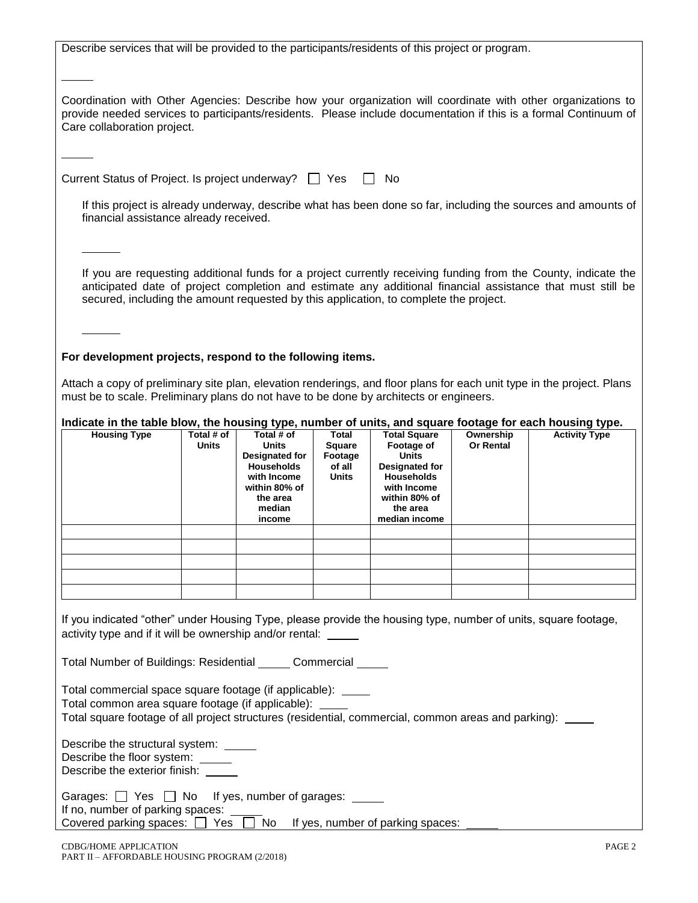Describe services that will be provided to the participants/residents of this project or program.

_____

Coordination with Other Agencies: Describe how your organization will coordinate with other organizations to provide needed services to participants/residents. Please include documentation if this is a formal Continuum of Care collaboration project.

_____

Current Status of Project. Is project underway? ☐ Yes ☐ No

If this project is already underway, describe what has been done so far, including the sources and amounts of financial assistance already received.

_____

If you are requesting additional funds for a project currently receiving funding from the County, indicate the anticipated date of project completion and estimate any additional financial assistance that must still be secured, including the amount requested by this application, to complete the project.

_____

**For development projects, respond to the following items.**

Attach a copy of preliminary site plan, elevation renderings, and floor plans for each unit type in the project. Plans must be to scale. Preliminary plans do not have to be done by architects or engineers.

**Indicate in the table blow, the housing type, number of units, and square footage for each housing type.**

| Housing Type | Total # of Units | Total # of Units Designated for Households with Income within 80% of the area median income | Total Square Footage of all Units | Total Square Footage of Units Designated for Households with Income within 80% of the area median income | Ownership Or Rental | Activity Type |
|---|---|---|---|---|---|---|
| | | | | | | |
| | | | | | | |
| | | | | | | |
| | | | | | | |
| | | | | | | |

If you indicated "other" under Housing Type, please provide the housing type, number of units, square footage, activity type and if it will be ownership and/or rental: _____

Total Number of Buildings: Residential _____ Commercial _____

Total commercial space square footage (if applicable): _____
Total common area square footage (if applicable): _____
Total square footage of all project structures (residential, commercial, common areas and parking): _____

Describe the structural system: _____
Describe the floor system: _____
Describe the exterior finish: _____

Garages: ☐ Yes ☐ No If yes, number of garages: _____
If no, number of parking spaces: _____
Covered parking spaces: ☐ Yes ☐ No If yes, number of parking spaces: _____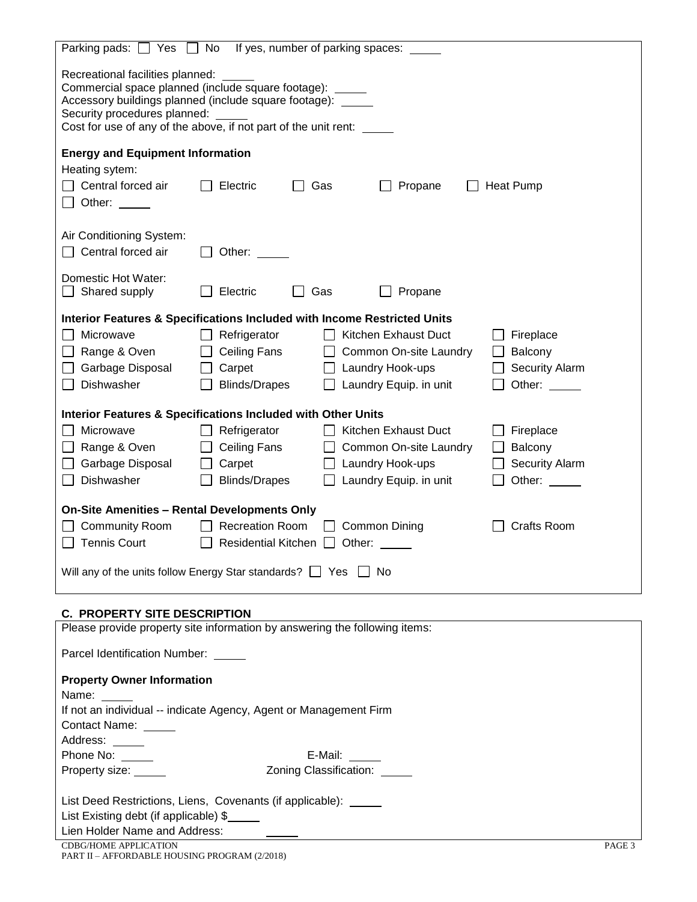Parking pads: ☐ Yes ☐ No If yes, number of parking spaces: _____

Recreational facilities planned: _____
Commercial space planned (include square footage): _____
Accessory buildings planned (include square footage): _____
Security procedures planned: _____
Cost for use of any of the above, if not part of the unit rent: _____

**Energy and Equipment Information**

Heating sytem:

☐ Central forced air ☐ Electric ☐ Gas ☐ Propane ☐ Heat Pump
☐ Other: _____

Air Conditioning System:

☐ Central forced air ☐ Other: _____

Domestic Hot Water:

☐ Shared supply ☐ Electric ☐ Gas ☐ Propane

**Interior Features & Specifications Included with Income Restricted Units**

| | | | |
|---|---|---|---|
| ☐ Microwave | ☐ Refrigerator | ☐ Kitchen Exhaust Duct | ☐ Fireplace |
| ☐ Range & Oven | ☐ Ceiling Fans | ☐ Common On-site Laundry | ☐ Balcony |
| ☐ Garbage Disposal | ☐ Carpet | ☐ Laundry Hook-ups | ☐ Security Alarm |
| ☐ Dishwasher | ☐ Blinds/Drapes | ☐ Laundry Equip. in unit | ☐ Other: _____ |

**Interior Features & Specifications Included with Other Units**

| | | | |
|---|---|---|---|
| ☐ Microwave | ☐ Refrigerator | ☐ Kitchen Exhaust Duct | ☐ Fireplace |
| ☐ Range & Oven | ☐ Ceiling Fans | ☐ Common On-site Laundry | ☐ Balcony |
| ☐ Garbage Disposal | ☐ Carpet | ☐ Laundry Hook-ups | ☐ Security Alarm |
| ☐ Dishwasher | ☐ Blinds/Drapes | ☐ Laundry Equip. in unit | ☐ Other: _____ |

**On-Site Amenities – Rental Developments Only**

| | | | |
|---|---|---|---|
| ☐ Community Room | ☐ Recreation Room | ☐ Common Dining | ☐ Crafts Room |
| ☐ Tennis Court | ☐ Residential Kitchen | ☐ Other: _____ | |

Will any of the units follow Energy Star standards? ☐ Yes ☐ No

## C. PROPERTY SITE DESCRIPTION

Please provide property site information by answering the following items:

Parcel Identification Number: _____

**Property Owner Information**

Name: _____
If not an individual -- indicate Agency, Agent or Management Firm
Contact Name: _____
Address: _____
Phone No: _____ E-Mail: _____
Property size: _____ Zoning Classification: _____

List Deed Restrictions, Liens, Covenants (if applicable): _____
List Existing debt (if applicable) $_____
Lien Holder Name and Address: _____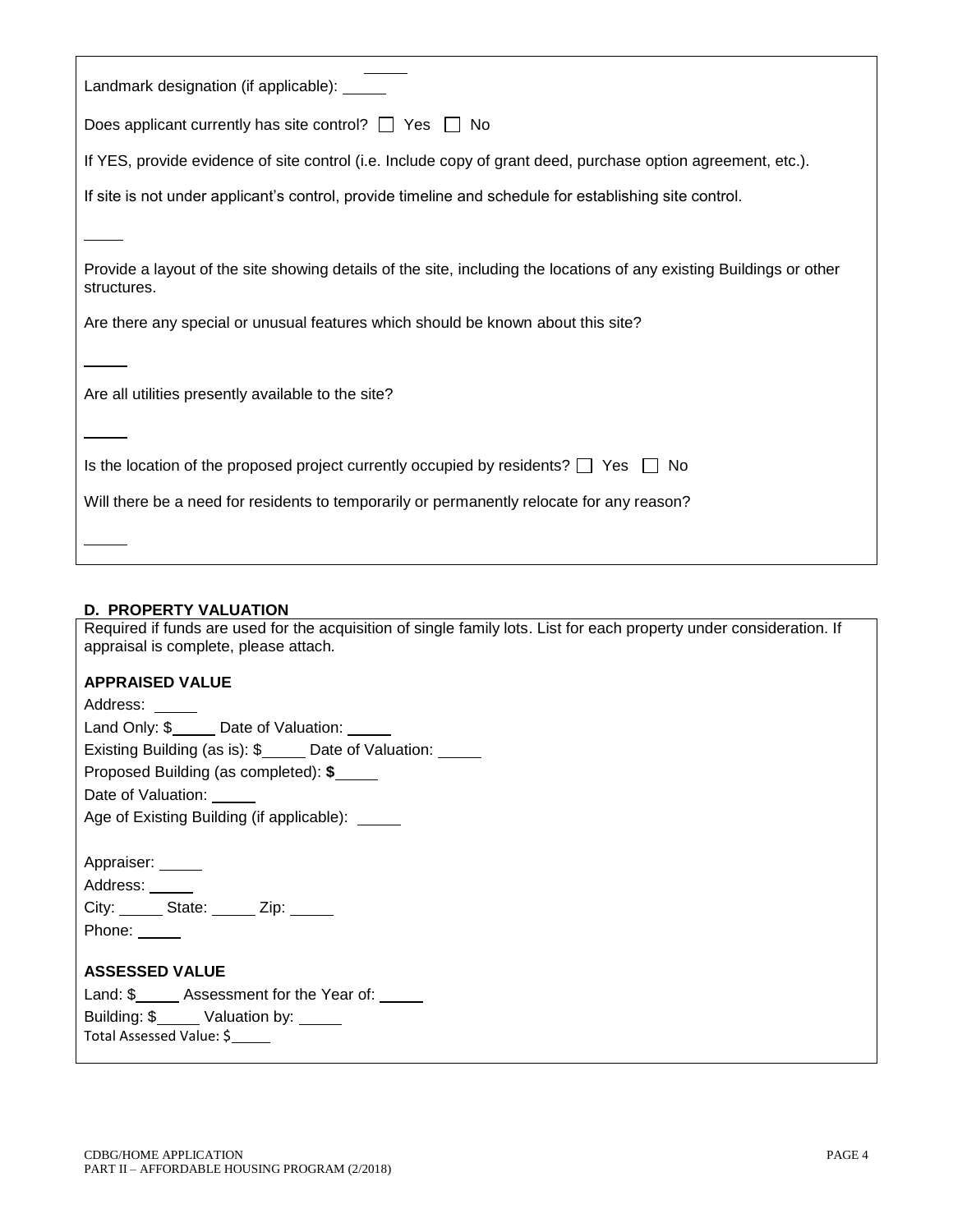Landmark designation (if applicable): _____

Does applicant currently has site control? ☐ Yes ☐ No

If YES, provide evidence of site control (i.e. Include copy of grant deed, purchase option agreement, etc.).

If site is not under applicant's control, provide timeline and schedule for establishing site control.

_____

Provide a layout of the site showing details of the site, including the locations of any existing Buildings or other structures.

Are there any special or unusual features which should be known about this site?

_____

Are all utilities presently available to the site?

_____

Is the location of the proposed project currently occupied by residents? ☐ Yes ☐ No

Will there be a need for residents to temporarily or permanently relocate for any reason?

_____

**D. PROPERTY VALUATION**

Required if funds are used for the acquisition of single family lots. List for each property under consideration. If appraisal is complete, please attach.

**APPRAISED VALUE**

Address: _____

Land Only: $_____ Date of Valuation: _____

Existing Building (as is): $_____ Date of Valuation: _____

Proposed Building (as completed): **$**_____

Date of Valuation: _____

Age of Existing Building (if applicable): _____

Appraiser: _____

Address: _____

City: _____ State: _____ Zip: _____

Phone: _____

**ASSESSED VALUE**

Land: $_____ Assessment for the Year of: _____

Building: $_____ Valuation by: _____

Total Assessed Value: $_____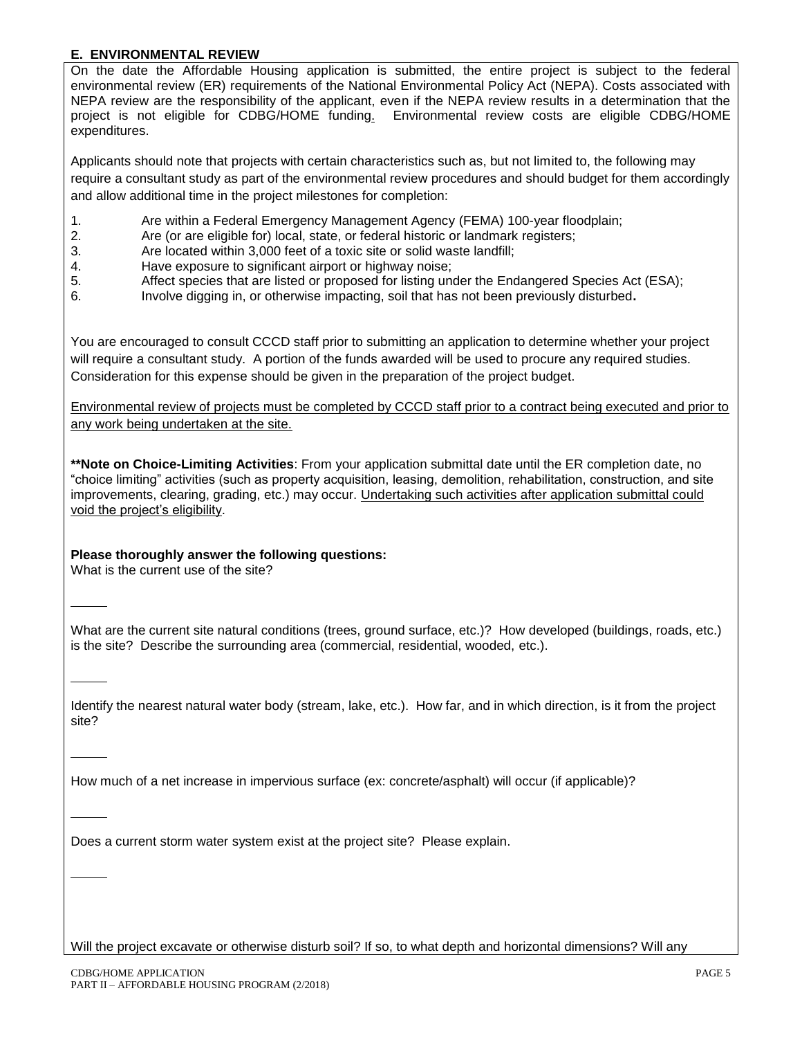### E. ENVIRONMENTAL REVIEW

On the date the Affordable Housing application is submitted, the entire project is subject to the federal environmental review (ER) requirements of the National Environmental Policy Act (NEPA). Costs associated with NEPA review are the responsibility of the applicant, even if the NEPA review results in a determination that the project is not eligible for CDBG/HOME funding. Environmental review costs are eligible CDBG/HOME expenditures.

Applicants should note that projects with certain characteristics such as, but not limited to, the following may require a consultant study as part of the environmental review procedures and should budget for them accordingly and allow additional time in the project milestones for completion:

1. Are within a Federal Emergency Management Agency (FEMA) 100-year floodplain;
2. Are (or are eligible for) local, state, or federal historic or landmark registers;
3. Are located within 3,000 feet of a toxic site or solid waste landfill;
4. Have exposure to significant airport or highway noise;
5. Affect species that are listed or proposed for listing under the Endangered Species Act (ESA);
6. Involve digging in, or otherwise impacting, soil that has not been previously disturbed**.**

You are encouraged to consult CCCD staff prior to submitting an application to determine whether your project will require a consultant study. A portion of the funds awarded will be used to procure any required studies. Consideration for this expense should be given in the preparation of the project budget.

Environmental review of projects must be completed by CCCD staff prior to a contract being executed and prior to any work being undertaken at the site.

**\*\*Note on Choice-Limiting Activities**: From your application submittal date until the ER completion date, no "choice limiting" activities (such as property acquisition, leasing, demolition, rehabilitation, construction, and site improvements, clearing, grading, etc.) may occur. Undertaking such activities after application submittal could void the project's eligibility.

**Please thoroughly answer the following questions:**

What is the current use of the site?

_____

What are the current site natural conditions (trees, ground surface, etc.)? How developed (buildings, roads, etc.) is the site? Describe the surrounding area (commercial, residential, wooded, etc.).

_____

Identify the nearest natural water body (stream, lake, etc.). How far, and in which direction, is it from the project site?

_____

How much of a net increase in impervious surface (ex: concrete/asphalt) will occur (if applicable)?

_____

Does a current storm water system exist at the project site? Please explain.

_____

Will the project excavate or otherwise disturb soil? If so, to what depth and horizontal dimensions? Will any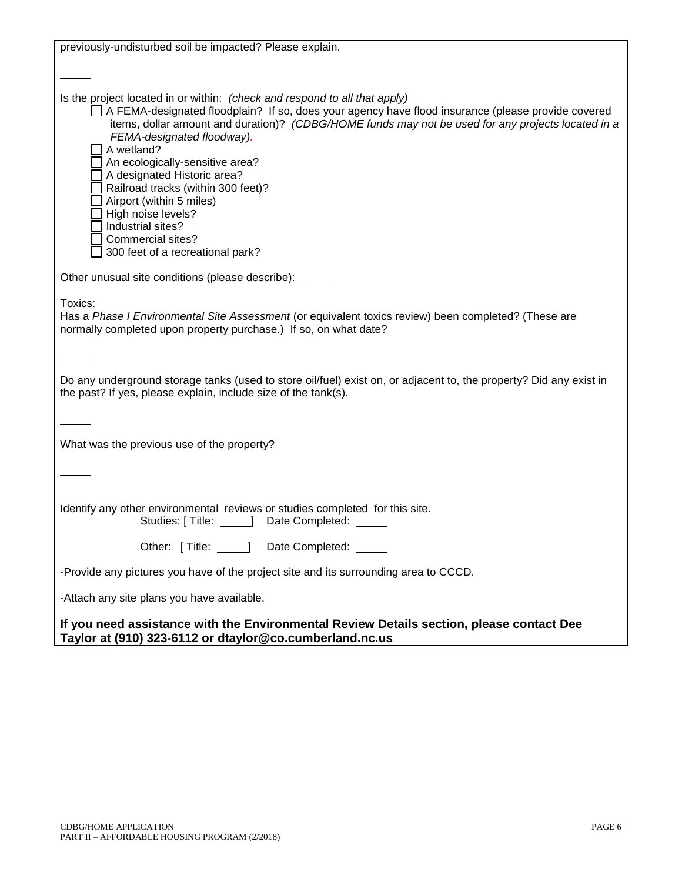previously-undisturbed soil be impacted? Please explain.

_____

Is the project located in or within: *(check and respond to all that apply)*

- ☐ A FEMA-designated floodplain? If so, does your agency have flood insurance (please provide covered items, dollar amount and duration)? *(CDBG/HOME funds may not be used for any projects located in a FEMA-designated floodway).*
- ☐ A wetland?
- ☐ An ecologically-sensitive area?
- ☐ A designated Historic area?
- ☐ Railroad tracks (within 300 feet)?
- ☐ Airport (within 5 miles)
- ☐ High noise levels?
- ☐ Industrial sites?
- ☐ Commercial sites?
- ☐ 300 feet of a recreational park?

Other unusual site conditions (please describe): _____

Toxics:
Has a *Phase I Environmental Site Assessment* (or equivalent toxics review) been completed? (These are normally completed upon property purchase.) If so, on what date?

_____

Do any underground storage tanks (used to store oil/fuel) exist on, or adjacent to, the property? Did any exist in the past? If yes, please explain, include size of the tank(s).

_____

What was the previous use of the property?

_____

Identify any other environmental reviews or studies completed for this site.

Studies: [ Title: _____] Date Completed: _____

Other: [ Title: _____] Date Completed: _____

-Provide any pictures you have of the project site and its surrounding area to CCCD.

-Attach any site plans you have available.

**If you need assistance with the Environmental Review Details section, please contact Dee Taylor at (910) 323-6112 or dtaylor@co.cumberland.nc.us**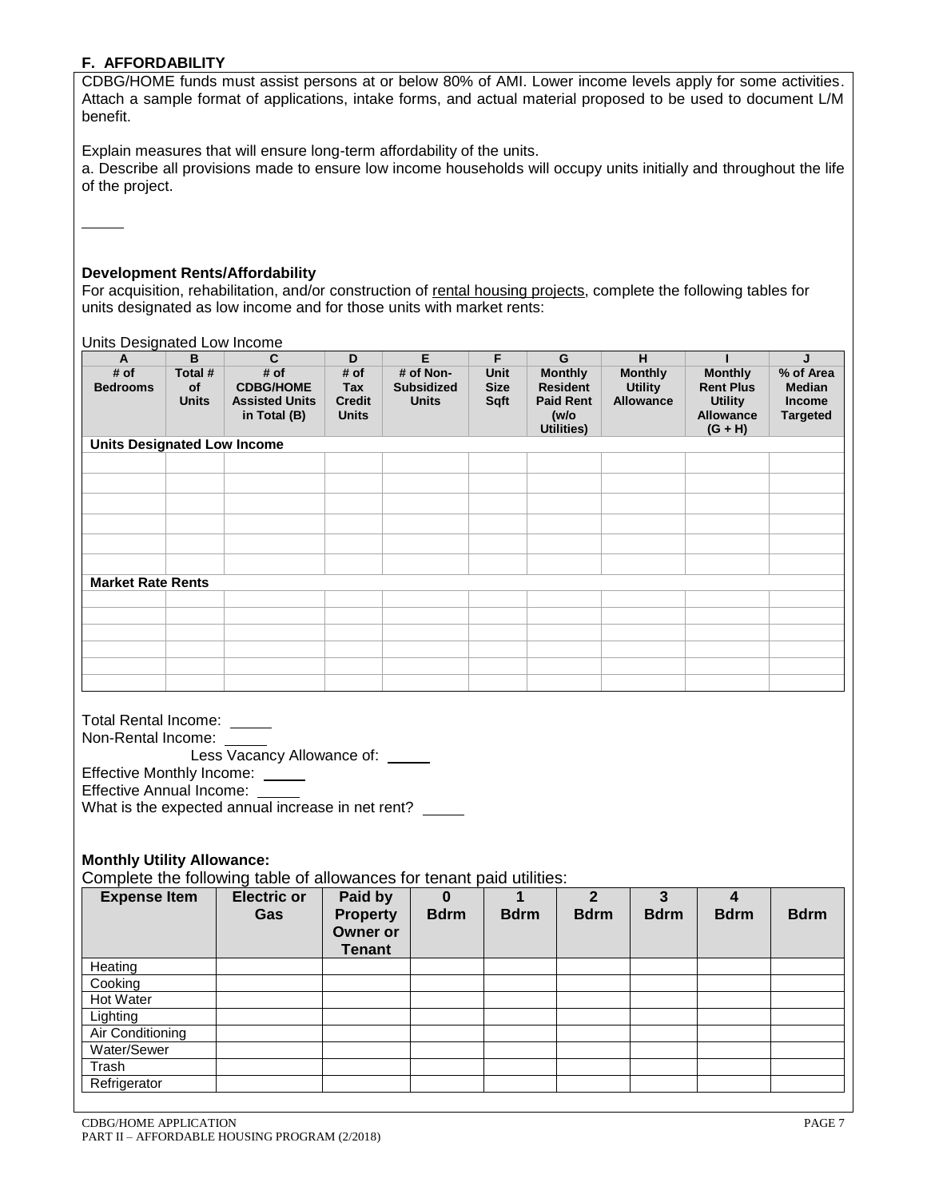## F. AFFORDABILITY

CDBG/HOME funds must assist persons at or below 80% of AMI. Lower income levels apply for some activities. Attach a sample format of applications, intake forms, and actual material proposed to be used to document L/M benefit.

Explain measures that will ensure long-term affordability of the units.

a. Describe all provisions made to ensure low income households will occupy units initially and throughout the life of the project.

\_\_\_\_\_

**Development Rents/Affordability**

For acquisition, rehabilitation, and/or construction of rental housing projects, complete the following tables for units designated as low income and for those units with market rents:

Units Designated Low Income

| A | B | C | D | E | F | G | H | I | J |
|---|---|---|---|---|---|---|---|---|---|
| # of Bedrooms | Total # of Units | # of CDBG/HOME Assisted Units in Total (B) | # of Tax Credit Units | # of Non-Subsidized Units | Unit Size Sqft | Monthly Resident Paid Rent (w/o Utilities) | Monthly Utility Allowance | Monthly Rent Plus Utility Allowance (G + H) | % of Area Median Income Targeted |
| **Units Designated Low Income** | | | | | | | | | |
| | | | | | | | | | |
| | | | | | | | | | |
| | | | | | | | | | |
| | | | | | | | | | |
| | | | | | | | | | |
| | | | | | | | | | |
| **Market Rate Rents** | | | | | | | | | |
| | | | | | | | | | |
| | | | | | | | | | |
| | | | | | | | | | |
| | | | | | | | | | |
| | | | | | | | | | |
| | | | | | | | | | |

Total Rental Income: \_\_\_\_\_

Non-Rental Income: \_\_\_\_\_

Less Vacancy Allowance of: \_\_\_\_\_

Effective Monthly Income: \_\_\_\_\_

Effective Annual Income: \_\_\_\_\_

What is the expected annual increase in net rent? \_\_\_\_\_

**Monthly Utility Allowance:**

Complete the following table of allowances for tenant paid utilities:

| Expense Item | Electric or Gas | Paid by Property Owner or Tenant | 0 Bdrm | 1 Bdrm | 2 Bdrm | 3 Bdrm | 4 Bdrm | Bdrm |
|---|---|---|---|---|---|---|---|---|
| Heating | | | | | | | | |
| Cooking | | | | | | | | |
| Hot Water | | | | | | | | |
| Lighting | | | | | | | | |
| Air Conditioning | | | | | | | | |
| Water/Sewer | | | | | | | | |
| Trash | | | | | | | | |
| Refrigerator | | | | | | | | |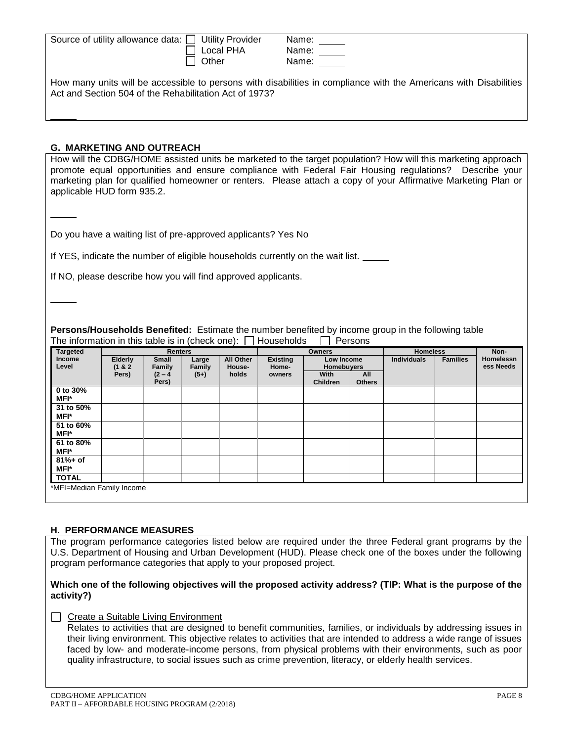Source of utility allowance data: ☐ Utility Provider Name: _____
☐ Local PHA Name: _____
☐ Other Name: _____

How many units will be accessible to persons with disabilities in compliance with the Americans with Disabilities Act and Section 504 of the Rehabilitation Act of 1973?

_____

## G. MARKETING AND OUTREACH

How will the CDBG/HOME assisted units be marketed to the target population? How will this marketing approach promote equal opportunities and ensure compliance with Federal Fair Housing regulations? Describe your marketing plan for qualified homeowner or renters. Please attach a copy of your Affirmative Marketing Plan or applicable HUD form 935.2.

_____

Do you have a waiting list of pre-approved applicants? Yes No

If YES, indicate the number of eligible households currently on the wait list. _____

If NO, please describe how you will find approved applicants.

_____

**Persons/Households Benefited:** Estimate the number benefited by income group in the following table
The information in this table is in (check one): ☐ Households ☐ Persons

| Targeted Income Level | Renters | | | | Owners | | | Homeless | | Non-Homelessness Needs |
|---|---|---|---|---|---|---|---|---|---|---|
| | Elderly (1 & 2 Pers) | Small Family (2 – 4 Pers) | Large Family (5+) | All Other House-holds | Existing Home-owners | Low Income Homebuyers | | Individuals | Families | |
| | | | | | | With Children | All Others | | | |
| 0 to 30% MFI* | | | | | | | | | | |
| 31 to 50% MFI* | | | | | | | | | | |
| 51 to 60% MFI* | | | | | | | | | | |
| 61 to 80% MFI* | | | | | | | | | | |
| 81%+ of MFI* | | | | | | | | | | |
| TOTAL | | | | | | | | | | |

*MFI=Median Family Income

## H. PERFORMANCE MEASURES

The program performance categories listed below are required under the three Federal grant programs by the U.S. Department of Housing and Urban Development (HUD). Please check one of the boxes under the following program performance categories that apply to your proposed project.

**Which one of the following objectives will the proposed activity address? (TIP: What is the purpose of the activity?)**

☐ Create a Suitable Living Environment
Relates to activities that are designed to benefit communities, families, or individuals by addressing issues in their living environment. This objective relates to activities that are intended to address a wide range of issues faced by low- and moderate-income persons, from physical problems with their environments, such as poor quality infrastructure, to social issues such as crime prevention, literacy, or elderly health services.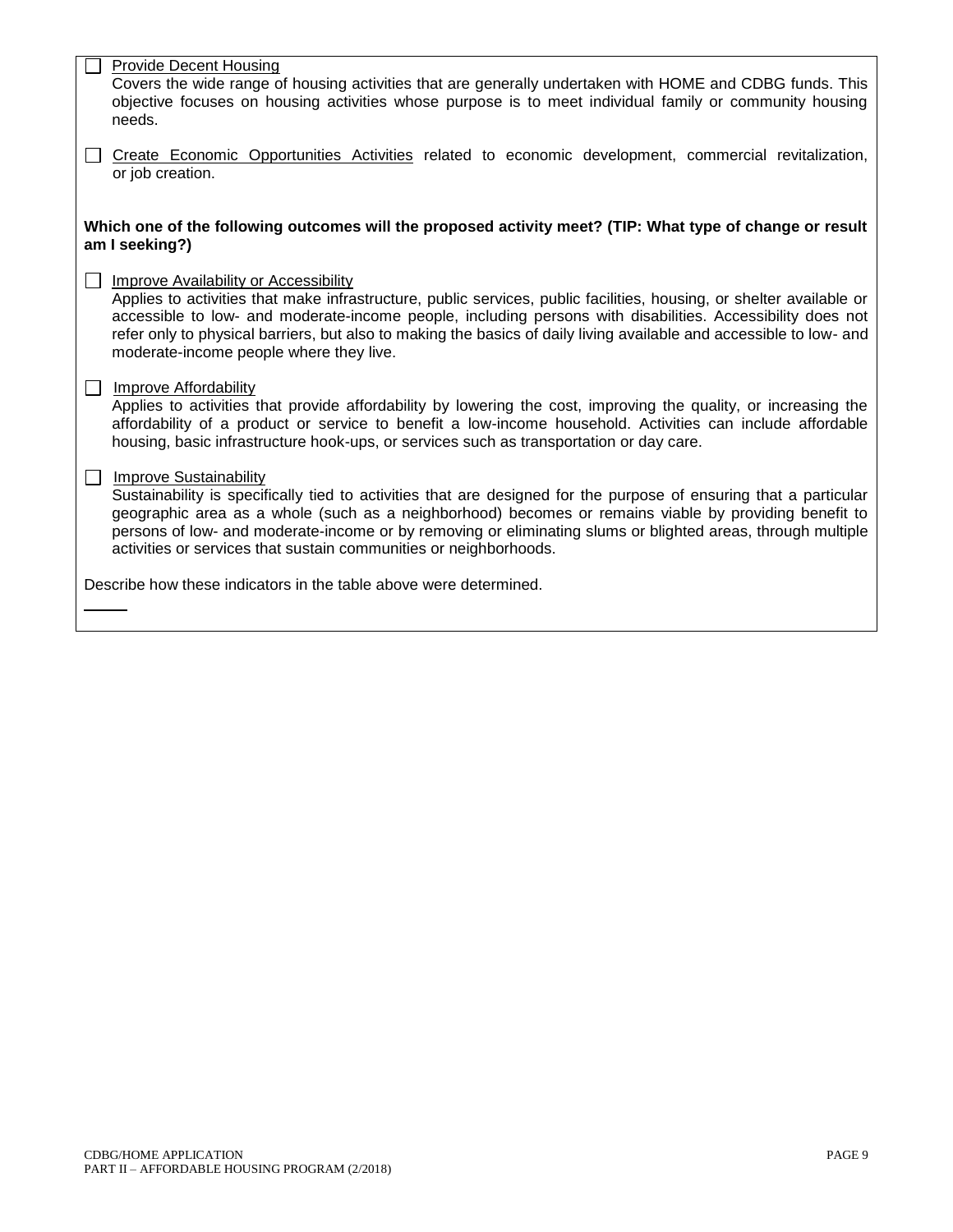- [ ] Provide Decent Housing
  Covers the wide range of housing activities that are generally undertaken with HOME and CDBG funds. This objective focuses on housing activities whose purpose is to meet individual family or community housing needs.

- [ ] Create Economic Opportunities Activities related to economic development, commercial revitalization, or job creation.

**Which one of the following outcomes will the proposed activity meet? (TIP: What type of change or result am I seeking?)**

- [ ] Improve Availability or Accessibility
  Applies to activities that make infrastructure, public services, public facilities, housing, or shelter available or accessible to low- and moderate-income people, including persons with disabilities. Accessibility does not refer only to physical barriers, but also to making the basics of daily living available and accessible to low- and moderate-income people where they live.

- [ ] Improve Affordability
  Applies to activities that provide affordability by lowering the cost, improving the quality, or increasing the affordability of a product or service to benefit a low-income household. Activities can include affordable housing, basic infrastructure hook-ups, or services such as transportation or day care.

- [ ] Improve Sustainability
  Sustainability is specifically tied to activities that are designed for the purpose of ensuring that a particular geographic area as a whole (such as a neighborhood) becomes or remains viable by providing benefit to persons of low- and moderate-income or by removing or eliminating slums or blighted areas, through multiple activities or services that sustain communities or neighborhoods.

Describe how these indicators in the table above were determined.

\_\_\_\_\_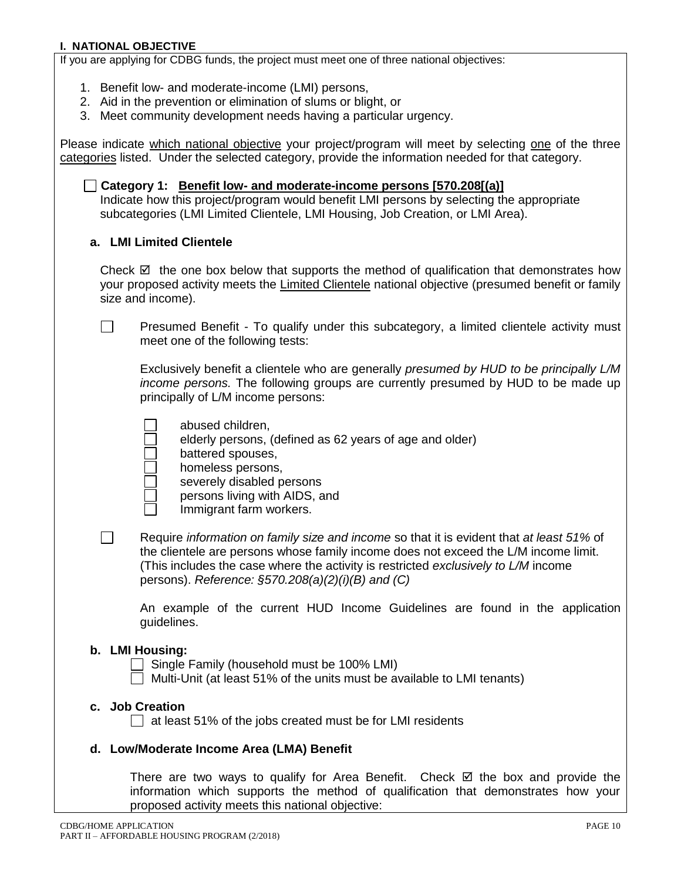**I. NATIONAL OBJECTIVE**

If you are applying for CDBG funds, the project must meet one of three national objectives:

1. Benefit low- and moderate-income (LMI) persons,
2. Aid in the prevention or elimination of slums or blight, or
3. Meet community development needs having a particular urgency.

Please indicate which national objective your project/program will meet by selecting one of the three categories listed. Under the selected category, provide the information needed for that category.

☐ **Category 1: Benefit low- and moderate-income persons [570.208[(a)]**

Indicate how this project/program would benefit LMI persons by selecting the appropriate subcategories (LMI Limited Clientele, LMI Housing, Job Creation, or LMI Area).

**a. LMI Limited Clientele**

Check ☑ the one box below that supports the method of qualification that demonstrates how your proposed activity meets the Limited Clientele national objective (presumed benefit or family size and income).

☐ Presumed Benefit - To qualify under this subcategory, a limited clientele activity must meet one of the following tests:

Exclusively benefit a clientele who are generally *presumed by HUD to be principally L/M income persons.* The following groups are currently presumed by HUD to be made up principally of L/M income persons:

- ☐ abused children,
- ☐ elderly persons, (defined as 62 years of age and older)
- ☐ battered spouses,
- ☐ homeless persons,
- ☐ severely disabled persons
- ☐ persons living with AIDS, and
- ☐ Immigrant farm workers.

☐ Require *information on family size and income* so that it is evident that *at least 51%* of the clientele are persons whose family income does not exceed the L/M income limit. (This includes the case where the activity is restricted *exclusively to L/M* income persons). *Reference: §570.208(a)(2)(i)(B) and (C)*

An example of the current HUD Income Guidelines are found in the application guidelines.

**b. LMI Housing:**

- ☐ Single Family (household must be 100% LMI)
- ☐ Multi-Unit (at least 51% of the units must be available to LMI tenants)

**c. Job Creation**

- ☐ at least 51% of the jobs created must be for LMI residents

**d. Low/Moderate Income Area (LMA) Benefit**

There are two ways to qualify for Area Benefit. Check ☑ the box and provide the information which supports the method of qualification that demonstrates how your proposed activity meets this national objective: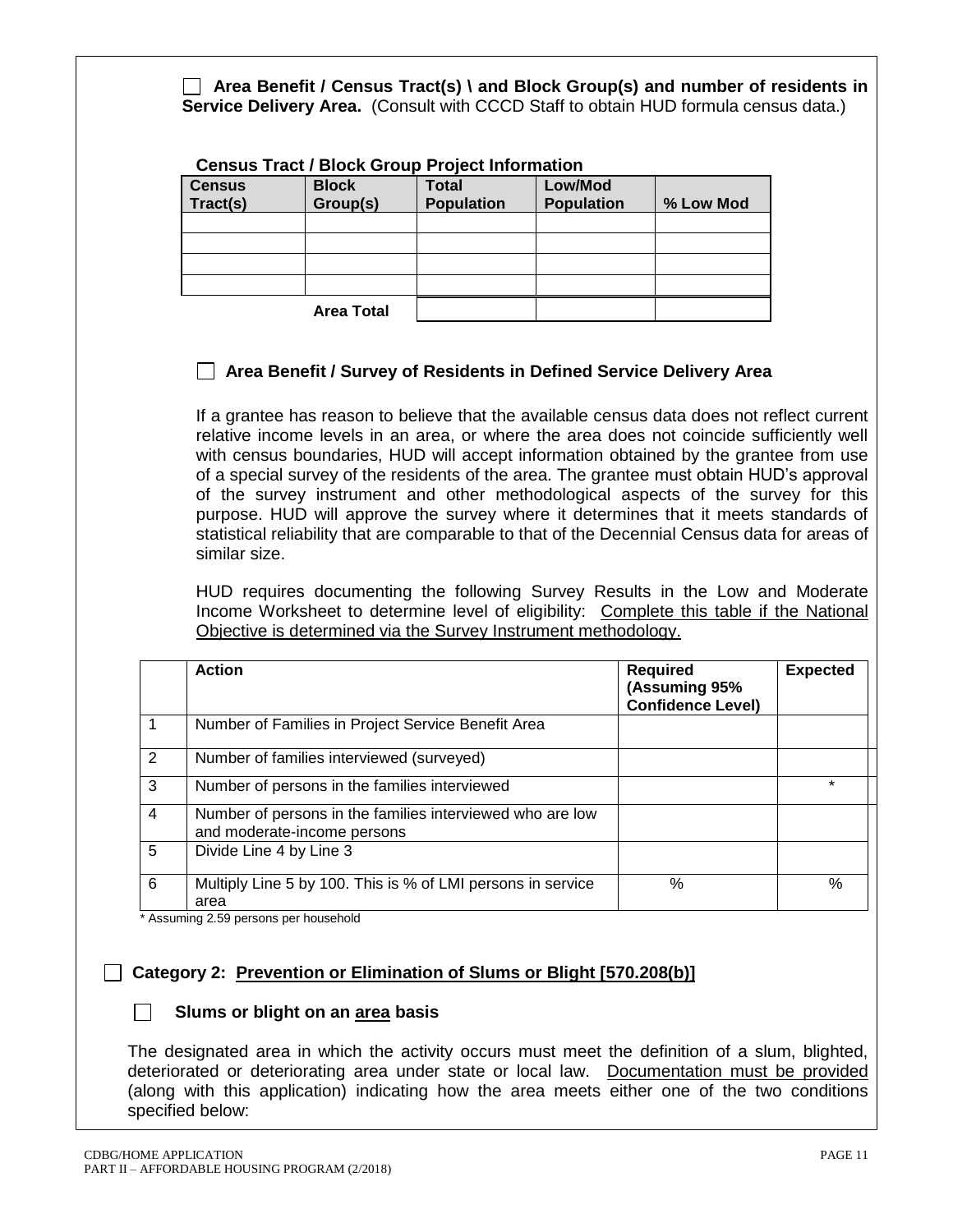☐ **Area Benefit / Census Tract(s) \ and Block Group(s) and number of residents in Service Delivery Area.** (Consult with CCCD Staff to obtain HUD formula census data.)

**Census Tract / Block Group Project Information**

| Census Tract(s) | Block Group(s) | Total Population | Low/Mod Population | % Low Mod |
|---|---|---|---|---|
| | | | | |
| | | | | |
| | | | | |
| | | | | |
| | **Area Total** | | | |

☐ **Area Benefit / Survey of Residents in Defined Service Delivery Area**

If a grantee has reason to believe that the available census data does not reflect current relative income levels in an area, or where the area does not coincide sufficiently well with census boundaries, HUD will accept information obtained by the grantee from use of a special survey of the residents of the area. The grantee must obtain HUD's approval of the survey instrument and other methodological aspects of the survey for this purpose. HUD will approve the survey where it determines that it meets standards of statistical reliability that are comparable to that of the Decennial Census data for areas of similar size.

HUD requires documenting the following Survey Results in the Low and Moderate Income Worksheet to determine level of eligibility: <u>Complete this table if the National Objective is determined via the Survey Instrument methodology.</u>

| | Action | Required (Assuming 95% Confidence Level) | Expected |
|---|---|---|---|
| 1 | Number of Families in Project Service Benefit Area | | |
| 2 | Number of families interviewed (surveyed) | | |
| 3 | Number of persons in the families interviewed | | * |
| 4 | Number of persons in the families interviewed who are low and moderate-income persons | | |
| 5 | Divide Line 4 by Line 3 | | |
| 6 | Multiply Line 5 by 100. This is % of LMI persons in service area | % | % |

\* Assuming 2.59 persons per household

☐ **Category 2: <u>Prevention or Elimination of Slums or Blight [570.208(b)]</u>**

☐ **Slums or blight on an <u>area</u> basis**

The designated area in which the activity occurs must meet the definition of a slum, blighted, deteriorated or deteriorating area under state or local law. <u>Documentation must be provided</u> (along with this application) indicating how the area meets either one of the two conditions specified below: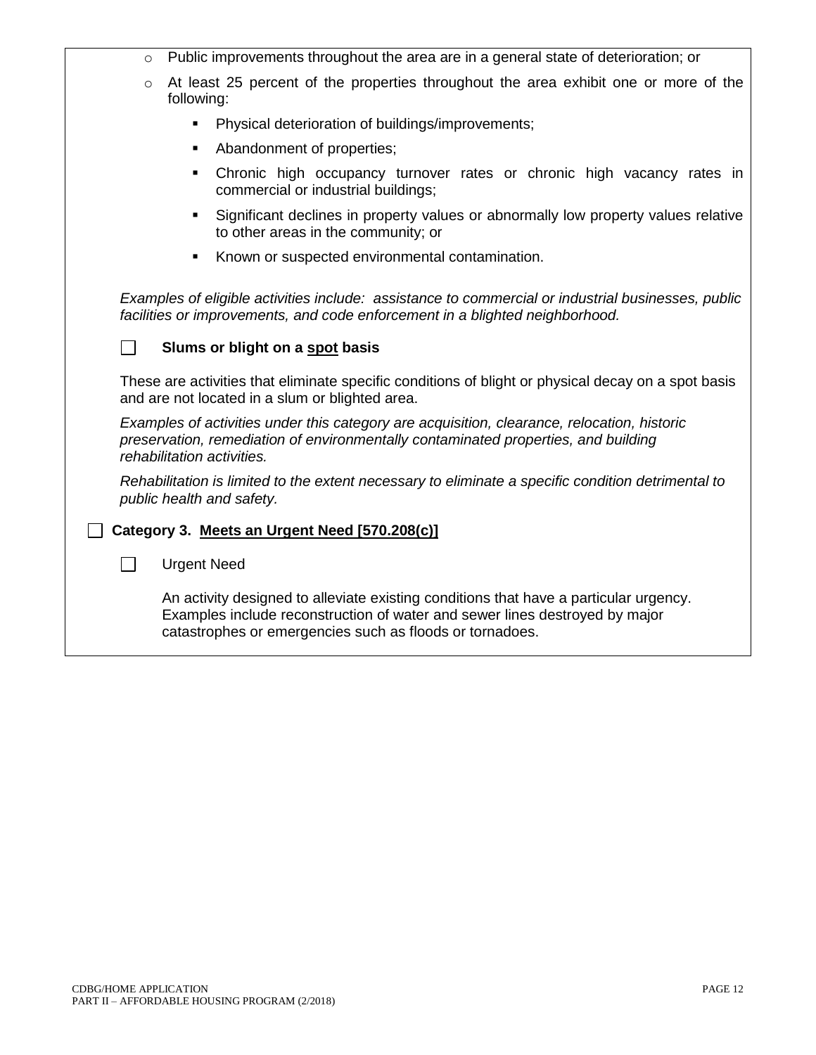- Public improvements throughout the area are in a general state of deterioration; or
- At least 25 percent of the properties throughout the area exhibit one or more of the following:
  - Physical deterioration of buildings/improvements;
  - Abandonment of properties;
  - Chronic high occupancy turnover rates or chronic high vacancy rates in commercial or industrial buildings;
  - Significant declines in property values or abnormally low property values relative to other areas in the community; or
  - Known or suspected environmental contamination.

*Examples of eligible activities include: assistance to commercial or industrial businesses, public facilities or improvements, and code enforcement in a blighted neighborhood.*

☐ **Slums or blight on a spot basis**

These are activities that eliminate specific conditions of blight or physical decay on a spot basis and are not located in a slum or blighted area.

*Examples of activities under this category are acquisition, clearance, relocation, historic preservation, remediation of environmentally contaminated properties, and building rehabilitation activities.*

*Rehabilitation is limited to the extent necessary to eliminate a specific condition detrimental to public health and safety.*

☐ **Category 3. Meets an Urgent Need [570.208(c)]**

☐ Urgent Need

An activity designed to alleviate existing conditions that have a particular urgency. Examples include reconstruction of water and sewer lines destroyed by major catastrophes or emergencies such as floods or tornadoes.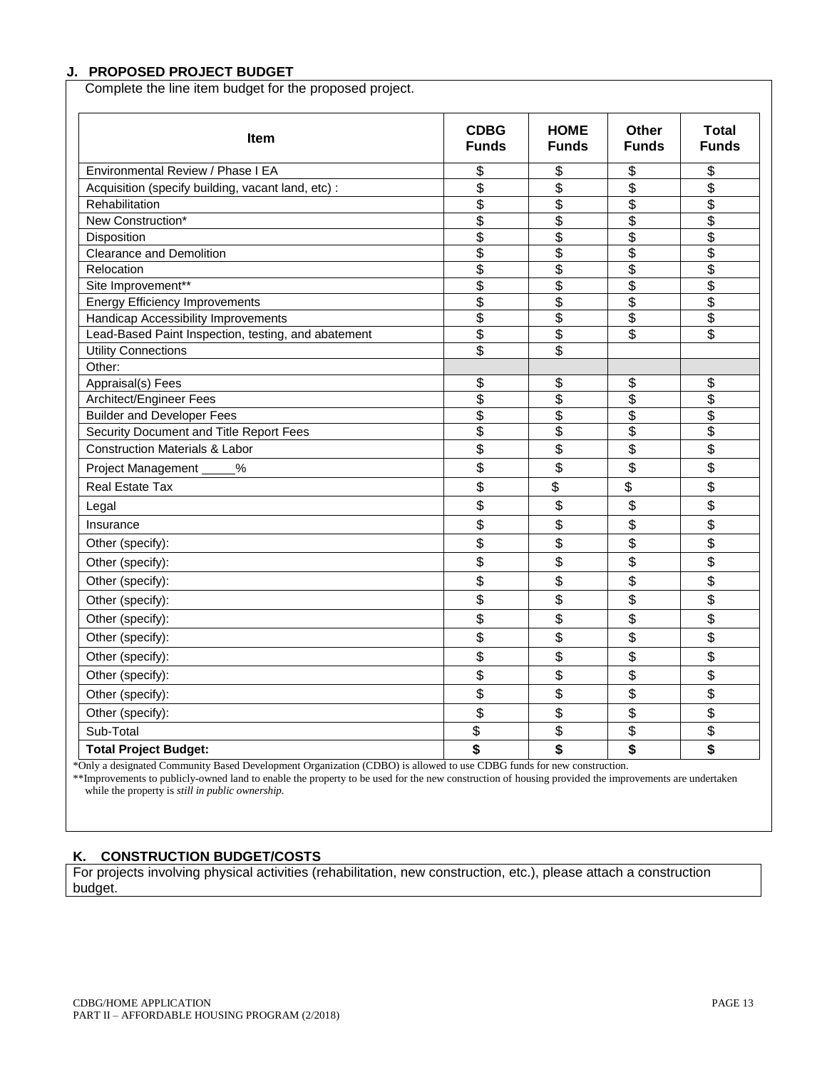## J. PROPOSED PROJECT BUDGET

Complete the line item budget for the proposed project.

| Item | CDBG Funds | HOME Funds | Other Funds | Total Funds |
|---|---|---|---|---|
| Environmental Review / Phase I EA | $ | $ | $ | $ |
| Acquisition (specify building, vacant land, etc) : | $ | $ | $ | $ |
| Rehabilitation | $ | $ | $ | $ |
| New Construction* | $ | $ | $ | $ |
| Disposition | $ | $ | $ | $ |
| Clearance and Demolition | $ | $ | $ | $ |
| Relocation | $ | $ | $ | $ |
| Site Improvement** | $ | $ | $ | $ |
| Energy Efficiency Improvements | $ | $ | $ | $ |
| Handicap Accessibility Improvements | $ | $ | $ | $ |
| Lead-Based Paint Inspection, testing, and abatement | $ | $ | $ | $ |
| Utility Connections | $ | $ | | |
| Other: | | | | |
| Appraisal(s) Fees | $ | $ | $ | $ |
| Architect/Engineer Fees | $ | $ | $ | $ |
| Builder and Developer Fees | $ | $ | $ | $ |
| Security Document and Title Report Fees | $ | $ | $ | $ |
| Construction Materials & Labor | $ | $ | $ | $ |
| Project Management _____% | $ | $ | $ | $ |
| Real Estate Tax | $ | $ | $ | $ |
| Legal | $ | $ | $ | $ |
| Insurance | $ | $ | $ | $ |
| Other (specify): | $ | $ | $ | $ |
| Other (specify): | $ | $ | $ | $ |
| Other (specify): | $ | $ | $ | $ |
| Other (specify): | $ | $ | $ | $ |
| Other (specify): | $ | $ | $ | $ |
| Other (specify): | $ | $ | $ | $ |
| Other (specify): | $ | $ | $ | $ |
| Other (specify): | $ | $ | $ | $ |
| Other (specify): | $ | $ | $ | $ |
| Other (specify): | $ | $ | $ | $ |
| Sub-Total | $ | $ | $ | $ |
| **Total Project Budget:** | **$** | **$** | **$** | **$** |

*Only a designated Community Based Development Organization (CDBO) is allowed to use CDBG funds for new construction.

**Improvements to publicly-owned land to enable the property to be used for the new construction of housing provided the improvements are undertaken while the property is *still in public ownership.*

## K. CONSTRUCTION BUDGET/COSTS

For projects involving physical activities (rehabilitation, new construction, etc.), please attach a construction budget.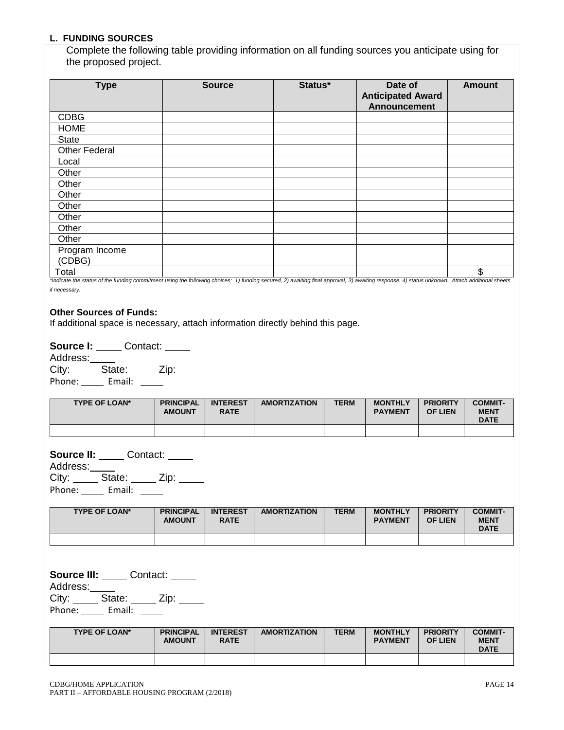## L. FUNDING SOURCES

Complete the following table providing information on all funding sources you anticipate using for the proposed project.

| Type | Source | Status* | Date of Anticipated Award Announcement | Amount |
|---|---|---|---|---|
| CDBG | | | | |
| HOME | | | | |
| State | | | | |
| Other Federal | | | | |
| Local | | | | |
| Other | | | | |
| Other | | | | |
| Other | | | | |
| Other | | | | |
| Other | | | | |
| Other | | | | |
| Other | | | | |
| Program Income (CDBG) | | | | |
| Total | | | | $ |

*\*Indicate the status of the funding commitment using the following choices: 1) funding secured, 2) awaiting final approval, 3) awaiting response, 4) status unknown. Attach additional sheets if necessary.*

**Other Sources of Funds:**
If additional space is necessary, attach information directly behind this page.

**Source I:** _____ Contact: _____
Address: _____
City: _____ State: _____ Zip: _____
Phone: _____ Email: _____

| TYPE OF LOAN* | PRINCIPAL AMOUNT | INTEREST RATE | AMORTIZATION | TERM | MONTHLY PAYMENT | PRIORITY OF LIEN | COMMIT-MENT DATE |
|---|---|---|---|---|---|---|---|
| | | | | | | | |

**Source II:** _____ Contact: _____
Address: _____
City: _____ State: _____ Zip: _____
Phone: _____ Email: _____

| TYPE OF LOAN* | PRINCIPAL AMOUNT | INTEREST RATE | AMORTIZATION | TERM | MONTHLY PAYMENT | PRIORITY OF LIEN | COMMIT-MENT DATE |
|---|---|---|---|---|---|---|---|
| | | | | | | | |

**Source III:** _____ Contact: _____
Address: _____
City: _____ State: _____ Zip: _____
Phone: _____ Email: _____

| TYPE OF LOAN* | PRINCIPAL AMOUNT | INTEREST RATE | AMORTIZATION | TERM | MONTHLY PAYMENT | PRIORITY OF LIEN | COMMIT-MENT DATE |
|---|---|---|---|---|---|---|---|
| | | | | | | | |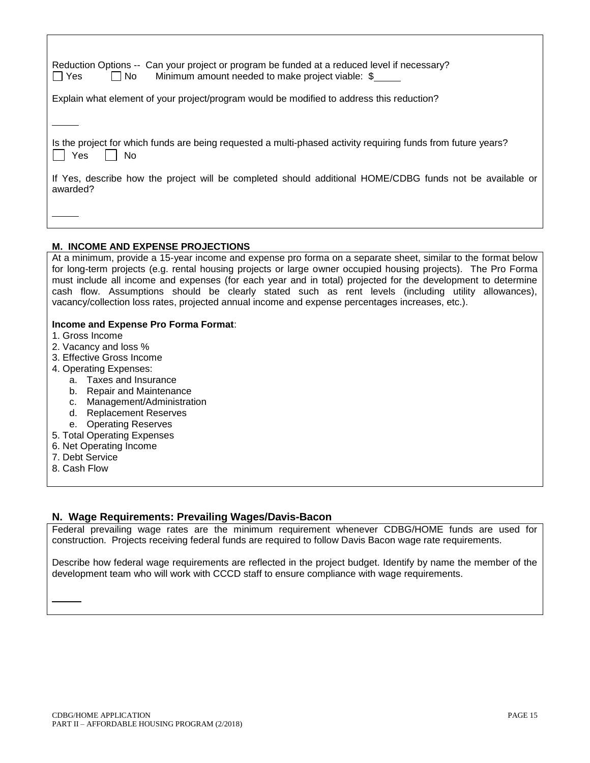Reduction Options -- Can your project or program be funded at a reduced level if necessary?
☐ Yes ☐ No Minimum amount needed to make project viable: $_____

Explain what element of your project/program would be modified to address this reduction?

_____

Is the project for which funds are being requested a multi-phased activity requiring funds from future years?
☐ Yes ☐ No

If Yes, describe how the project will be completed should additional HOME/CDBG funds not be available or awarded?

_____

## M. INCOME AND EXPENSE PROJECTIONS

At a minimum, provide a 15-year income and expense pro forma on a separate sheet, similar to the format below for long-term projects (e.g. rental housing projects or large owner occupied housing projects). The Pro Forma must include all income and expenses (for each year and in total) projected for the development to determine cash flow. Assumptions should be clearly stated such as rent levels (including utility allowances), vacancy/collection loss rates, projected annual income and expense percentages increases, etc.).

**Income and Expense Pro Forma Format**:

1. Gross Income
2. Vacancy and loss %
3. Effective Gross Income
4. Operating Expenses:
   a. Taxes and Insurance
   b. Repair and Maintenance
   c. Management/Administration
   d. Replacement Reserves
   e. Operating Reserves
5. Total Operating Expenses
6. Net Operating Income
7. Debt Service
8. Cash Flow

## N. Wage Requirements: Prevailing Wages/Davis-Bacon

Federal prevailing wage rates are the minimum requirement whenever CDBG/HOME funds are used for construction. Projects receiving federal funds are required to follow Davis Bacon wage rate requirements.

Describe how federal wage requirements are reflected in the project budget. Identify by name the member of the development team who will work with CCCD staff to ensure compliance with wage requirements.

_____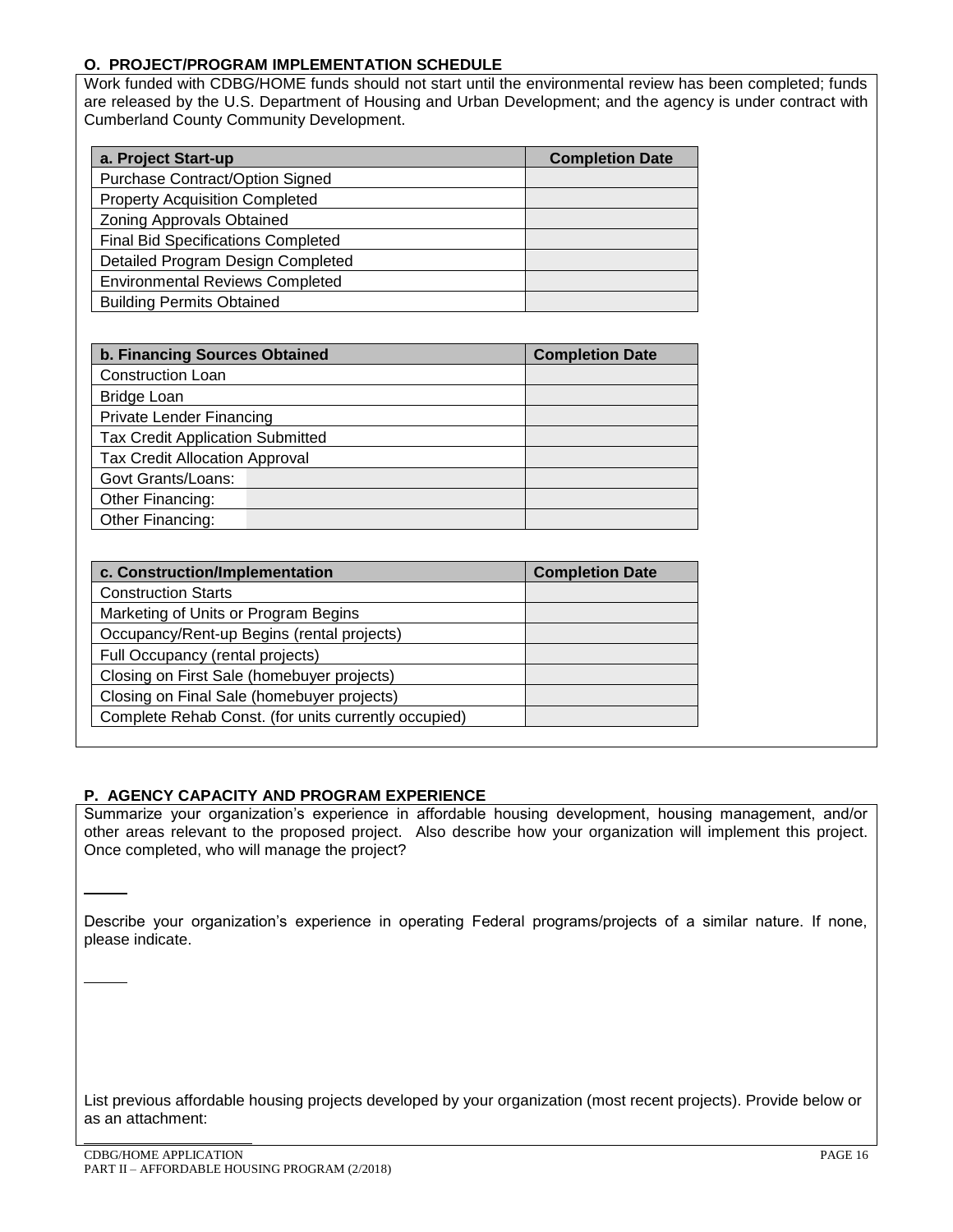## O. PROJECT/PROGRAM IMPLEMENTATION SCHEDULE

Work funded with CDBG/HOME funds should not start until the environmental review has been completed; funds are released by the U.S. Department of Housing and Urban Development; and the agency is under contract with Cumberland County Community Development.

| a. Project Start-up | Completion Date |
|---|---|
| Purchase Contract/Option Signed | |
| Property Acquisition Completed | |
| Zoning Approvals Obtained | |
| Final Bid Specifications Completed | |
| Detailed Program Design Completed | |
| Environmental Reviews Completed | |
| Building Permits Obtained | |

| b. Financing Sources Obtained | | Completion Date |
|---|---|---|
| Construction Loan | | |
| Bridge Loan | | |
| Private Lender Financing | | |
| Tax Credit Application Submitted | | |
| Tax Credit Allocation Approval | | |
| Govt Grants/Loans: | | |
| Other Financing: | | |
| Other Financing: | | |

| c. Construction/Implementation | Completion Date |
|---|---|
| Construction Starts | |
| Marketing of Units or Program Begins | |
| Occupancy/Rent-up Begins (rental projects) | |
| Full Occupancy (rental projects) | |
| Closing on First Sale (homebuyer projects) | |
| Closing on Final Sale (homebuyer projects) | |
| Complete Rehab Const. (for units currently occupied) | |

## P. AGENCY CAPACITY AND PROGRAM EXPERIENCE

Summarize your organization's experience in affordable housing development, housing management, and/or other areas relevant to the proposed project. Also describe how your organization will implement this project. Once completed, who will manage the project?

Describe your organization's experience in operating Federal programs/projects of a similar nature. If none, please indicate.

List previous affordable housing projects developed by your organization (most recent projects). Provide below or as an attachment: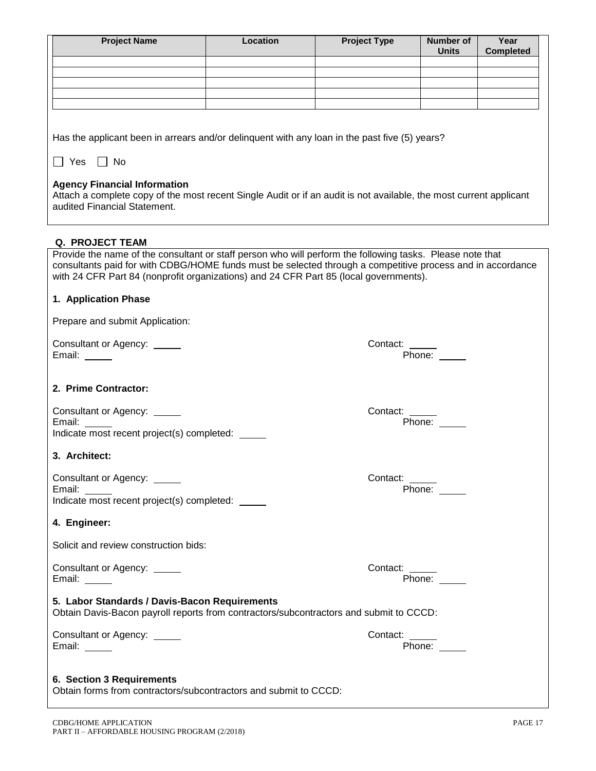| Project Name | Location | Project Type | Number of Units | Year Completed |
| --- | --- | --- | --- | --- |
| | | | | |
| | | | | |
| | | | | |
| | | | | |
| | | | | |

Has the applicant been in arrears and/or delinquent with any loan in the past five (5) years?

☐ Yes ☐ No

**Agency Financial Information**
Attach a complete copy of the most recent Single Audit or if an audit is not available, the most current applicant audited Financial Statement.

## Q. PROJECT TEAM

Provide the name of the consultant or staff person who will perform the following tasks. Please note that consultants paid for with CDBG/HOME funds must be selected through a competitive process and in accordance with 24 CFR Part 84 (nonprofit organizations) and 24 CFR Part 85 (local governments).

**1. Application Phase**

Prepare and submit Application:

Consultant or Agency: _____ Contact: _____
Email: _____ Phone: _____

**2. Prime Contractor:**

Consultant or Agency: _____ Contact: _____
Email: _____ Phone: _____
Indicate most recent project(s) completed: _____

**3. Architect:**

Consultant or Agency: _____ Contact: _____
Email: _____ Phone: _____
Indicate most recent project(s) completed: _____

**4. Engineer:**

Solicit and review construction bids:

Consultant or Agency: _____ Contact: _____
Email: _____ Phone: _____

**5. Labor Standards / Davis-Bacon Requirements**
Obtain Davis-Bacon payroll reports from contractors/subcontractors and submit to CCCD:

Consultant or Agency: _____ Contact: _____
Email: _____ Phone: _____

**6. Section 3 Requirements**
Obtain forms from contractors/subcontractors and submit to CCCD: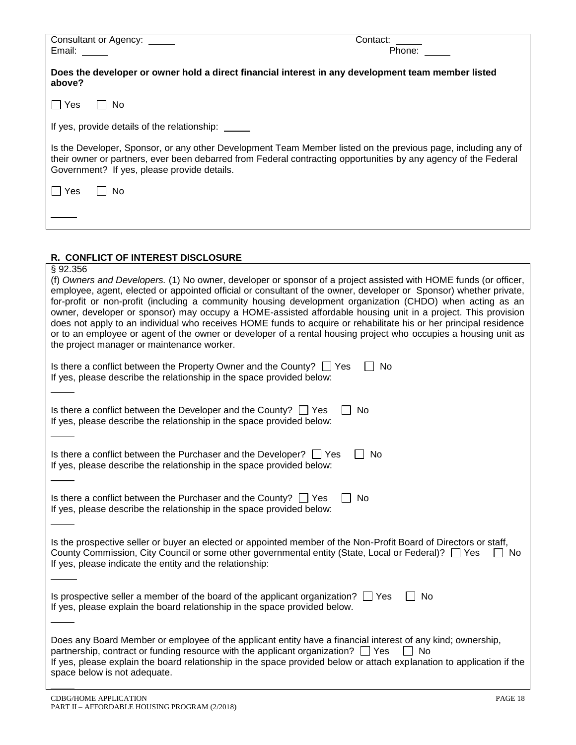Consultant or Agency: _____ Contact: _____
Email: _____ Phone: _____

**Does the developer or owner hold a direct financial interest in any development team member listed above?**

☐ Yes ☐ No

If yes, provide details of the relationship: _____

Is the Developer, Sponsor, or any other Development Team Member listed on the previous page, including any of their owner or partners, ever been debarred from Federal contracting opportunities by any agency of the Federal Government? If yes, please provide details.

☐ Yes ☐ No

_____

## R. CONFLICT OF INTEREST DISCLOSURE

§ 92.356

(f) *Owners and Developers.* (1) No owner, developer or sponsor of a project assisted with HOME funds (or officer, employee, agent, elected or appointed official or consultant of the owner, developer or Sponsor) whether private, for-profit or non-profit (including a community housing development organization (CHDO) when acting as an owner, developer or sponsor) may occupy a HOME-assisted affordable housing unit in a project. This provision does not apply to an individual who receives HOME funds to acquire or rehabilitate his or her principal residence or to an employee or agent of the owner or developer of a rental housing project who occupies a housing unit as the project manager or maintenance worker.

Is there a conflict between the Property Owner and the County? ☐ Yes ☐ No
If yes, please describe the relationship in the space provided below:

_____

Is there a conflict between the Developer and the County? ☐ Yes ☐ No
If yes, please describe the relationship in the space provided below:

_____

Is there a conflict between the Purchaser and the Developer? ☐ Yes ☐ No
If yes, please describe the relationship in the space provided below:

_____

Is there a conflict between the Purchaser and the County? ☐ Yes ☐ No
If yes, please describe the relationship in the space provided below:

_____

Is the prospective seller or buyer an elected or appointed member of the Non-Profit Board of Directors or staff, County Commission, City Council or some other governmental entity (State, Local or Federal)? ☐ Yes ☐ No
If yes, please indicate the entity and the relationship:

_____

Is prospective seller a member of the board of the applicant organization? ☐ Yes ☐ No
If yes, please explain the board relationship in the space provided below.

_____

Does any Board Member or employee of the applicant entity have a financial interest of any kind; ownership, partnership, contract or funding resource with the applicant organization? ☐ Yes ☐ No
If yes, please explain the board relationship in the space provided below or attach explanation to application if the space below is not adequate.

_____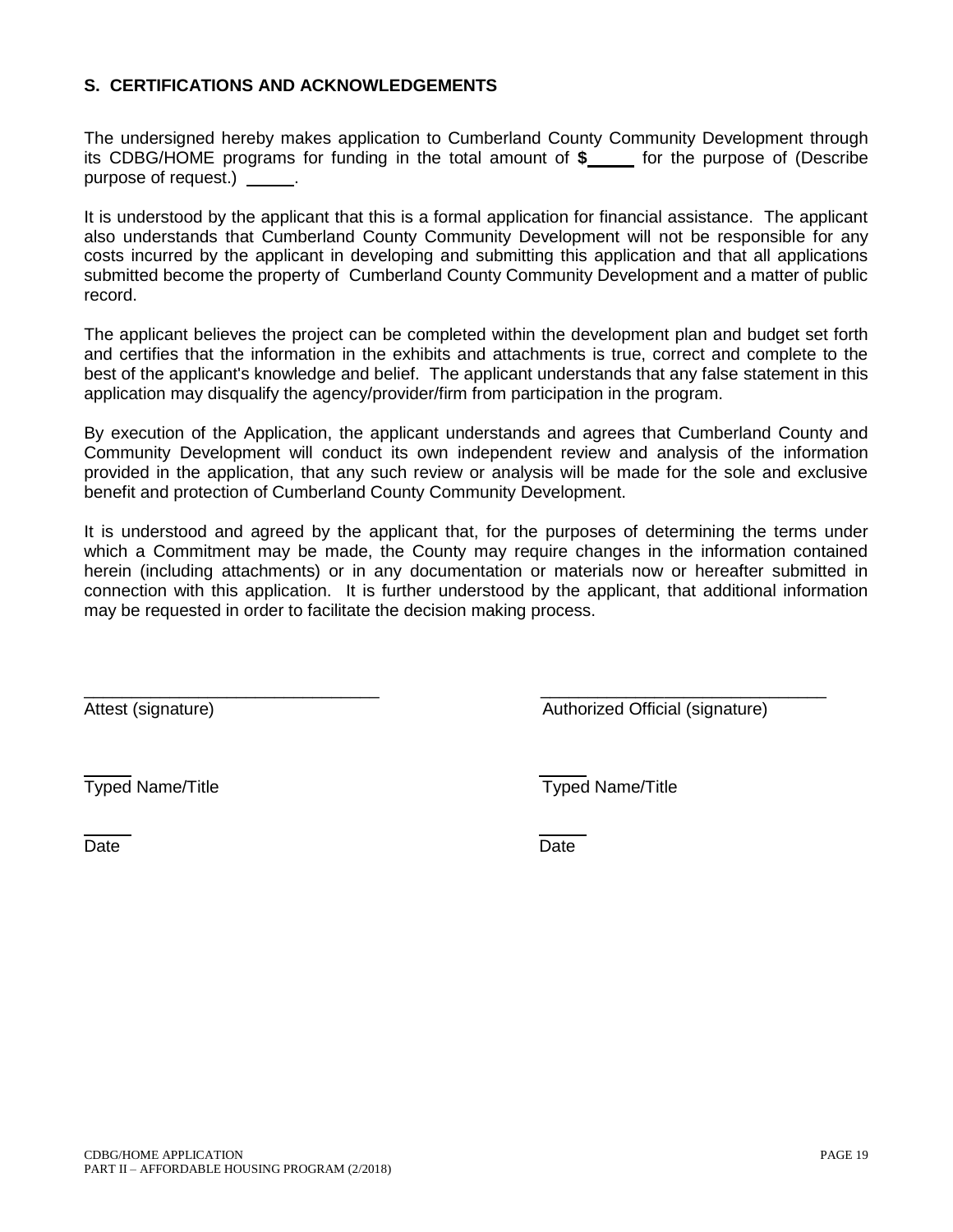## S. CERTIFICATIONS AND ACKNOWLEDGEMENTS

The undersigned hereby makes application to Cumberland County Community Development through its CDBG/HOME programs for funding in the total amount of **$\_\_\_\_\_** for the purpose of (Describe purpose of request.) \_\_\_\_\_.

It is understood by the applicant that this is a formal application for financial assistance. The applicant also understands that Cumberland County Community Development will not be responsible for any costs incurred by the applicant in developing and submitting this application and that all applications submitted become the property of Cumberland County Community Development and a matter of public record.

The applicant believes the project can be completed within the development plan and budget set forth and certifies that the information in the exhibits and attachments is true, correct and complete to the best of the applicant's knowledge and belief. The applicant understands that any false statement in this application may disqualify the agency/provider/firm from participation in the program.

By execution of the Application, the applicant understands and agrees that Cumberland County and Community Development will conduct its own independent review and analysis of the information provided in the application, that any such review or analysis will be made for the sole and exclusive benefit and protection of Cumberland County Community Development.

It is understood and agreed by the applicant that, for the purposes of determining the terms under which a Commitment may be made, the County may require changes in the information contained herein (including attachments) or in any documentation or materials now or hereafter submitted in connection with this application. It is further understood by the applicant, that additional information may be requested in order to facilitate the decision making process.

| | |
|---|---|
| \_\_\_\_\_\_\_\_\_\_\_\_\_\_\_\_\_\_\_\_\_\_\_\_\_\_\_\_\_\_\_ | \_\_\_\_\_\_\_\_\_\_\_\_\_\_\_\_\_\_\_\_\_\_\_\_\_\_\_\_\_\_\_ |
| Attest (signature) | Authorized Official (signature) |
| \_\_\_\_\_ | \_\_\_\_\_ |
| Typed Name/Title | Typed Name/Title |
| \_\_\_\_\_ | \_\_\_\_\_ |
| Date | Date |